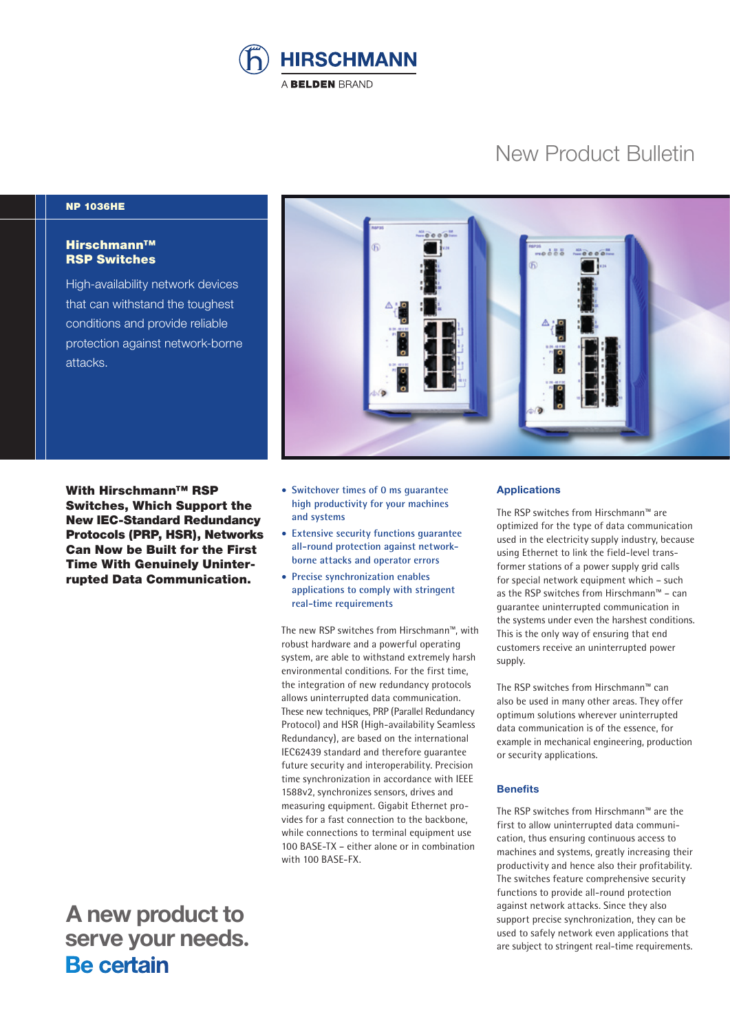HIRSCHMANN

A BELDEN BRAND

# New Product Bulletin

**NP 1036HE**

## Hirschmann™ RSP Switches

High-availability network devices that can withstand the toughest conditions and provide reliable protection against network-borne attacks.

**With Hirschmann™ RSP Switches, Which Support the New IEC-Standard Redundancy Protocols (PRP, HSR), Networks Can Now be Built for the First Time With Genuinely Uninterrupted Data Communication.**

- Switchover times of 0 ms guarantee high productivity for your machines and systems
- Extensive security functions guarantee all-round protection against network-borne attacks and operator errors
- Precise synchronization enables applications to comply with stringent real-time requirements

The new RSP switches from Hirschmann™, with robust hardware and a powerful operating system, are able to withstand extremely harsh environmental conditions. For the first time, the integration of new redundancy protocols allows uninterrupted data communication. These new techniques, PRP (Parallel Redundancy Protocol) and HSR (High-availability Seamless Redundancy), are based on the international IEC62439 standard and therefore guarantee future security and interoperability. Precision time synchronization in accordance with IEEE 1588v2, synchronizes sensors, drives and measuring equipment. Gigabit Ethernet provides for a fast connection to the backbone, while connections to terminal equipment use 100 BASE-TX – either alone or in combination with 100 BASE-FX.

### Applications

The RSP switches from Hirschmann™ are optimized for the type of data communication used in the electricity supply industry, because using Ethernet to link the field-level transformer stations of a power supply grid calls for special network equipment which – such as the RSP switches from Hirschmann™ – can guarantee uninterrupted communication in the systems under even the harshest conditions. This is the only way of ensuring that end customers receive an uninterrupted power supply.

The RSP switches from Hirschmann™ can also be used in many other areas. They offer optimum solutions wherever uninterrupted data communication is of the essence, for example in mechanical engineering, production or security applications.

### Benefits

The RSP switches from Hirschmann™ are the first to allow uninterrupted data communication, thus ensuring continuous access to machines and systems, greatly increasing their productivity and hence also their profitability. The switches feature comprehensive security functions to provide all-round protection against network attacks. Since they also support precise synchronization, they can be used to safely network even applications that are subject to stringent real-time requirements.

**A new product to serve your needs.**
**Be certain**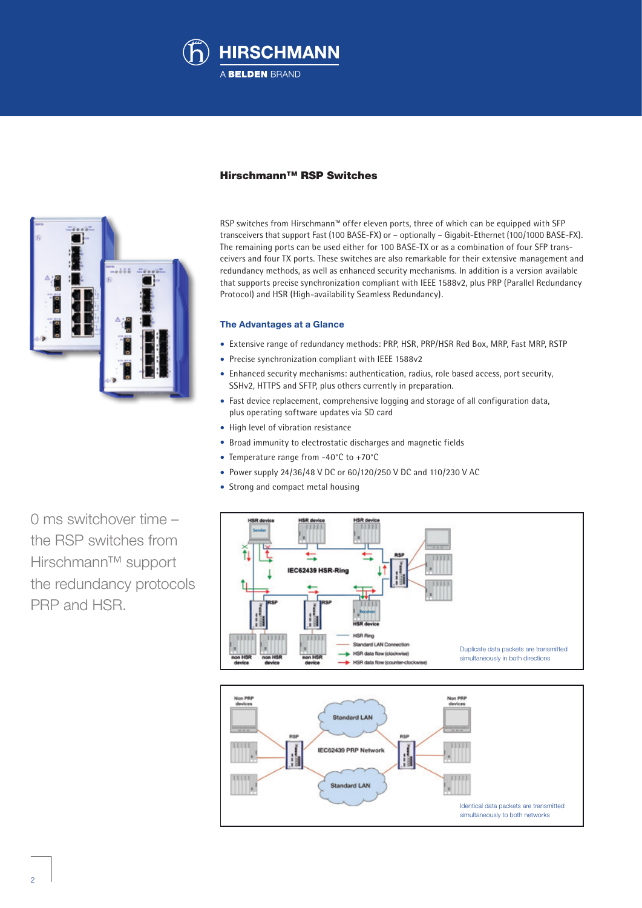HIRSCHMANN
A BELDEN BRAND

## Hirschmann™ RSP Switches

RSP switches from Hirschmann™ offer eleven ports, three of which can be equipped with SFP transceivers that support Fast (100 BASE-FX) or – optionally – Gigabit-Ethernet (100/1000 BASE-FX). The remaining ports can be used either for 100 BASE-TX or as a combination of four SFP transceivers and four TX ports. These switches are also remarkable for their extensive management and redundancy methods, as well as enhanced security mechanisms. In addition is a version available that supports precise synchronization compliant with IEEE 1588v2, plus PRP (Parallel Redundancy Protocol) and HSR (High-availability Seamless Redundancy).

### The Advantages at a Glance

- Extensive range of redundancy methods: PRP, HSR, PRP/HSR Red Box, MRP, Fast MRP, RSTP
- Precise synchronization compliant with IEEE 1588v2
- Enhanced security mechanisms: authentication, radius, role based access, port security, SSHv2, HTTPS and SFTP, plus others currently in preparation.
- Fast device replacement, comprehensive logging and storage of all configuration data, plus operating software updates via SD card
- High level of vibration resistance
- Broad immunity to electrostatic discharges and magnetic fields
- Temperature range from -40°C to +70°C
- Power supply 24/36/48 V DC or 60/120/250 V DC and 110/230 V AC
- Strong and compact metal housing

0 ms switchover time – the RSP switches from Hirschmann™ support the redundancy protocols PRP and HSR.

Duplicate data packets are transmitted simultaneously in both directions

Identical data packets are transmitted simultaneously to both networks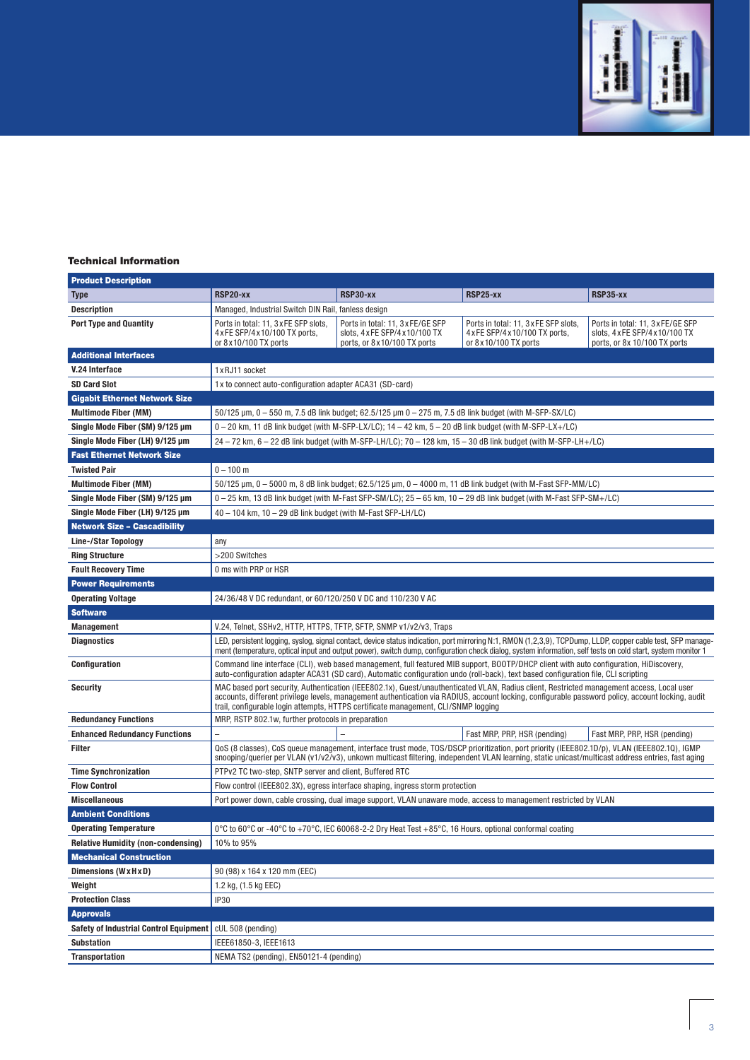### Technical Information

| Product Description | | | | |
|---|---|---|---|---|
| **Type** | **RSP20-xx** | **RSP30-xx** | **RSP25-xx** | **RSP35-xx** |
| **Description** | Managed, Industrial Switch DIN Rail, fanless design | | | |
| **Port Type and Quantity** | Ports in total: 11, 3 x FE SFP slots, 4 x FE SFP/4 x 10/100 TX ports, or 8 x 10/100 TX ports | Ports in total: 11, 3 x FE/GE SFP slots, 4 x FE SFP/4 x 10/100 TX ports, or 8 x 10/100 TX ports | Ports in total: 11, 3 x FE SFP slots, 4 x FE SFP/4 x 10/100 TX ports, or 8 x 10/100 TX ports | Ports in total: 11, 3 x FE/GE SFP slots, 4 x FE SFP/4 x 10/100 TX ports, or 8x 10/100 TX ports |
| **Additional Interfaces** | | | | |
| **V.24 Interface** | 1 x RJ11 socket | | | |
| **SD Card Slot** | 1 x to connect auto-configuration adapter ACA31 (SD-card) | | | |
| **Gigabit Ethernet Network Size** | | | | |
| **Multimode Fiber (MM)** | 50/125 µm, 0 – 550 m, 7.5 dB link budget; 62.5/125 µm 0 – 275 m, 7.5 dB link budget (with M-SFP-SX/LC) | | | |
| **Single Mode Fiber (SM) 9/125 µm** | 0 – 20 km, 11 dB link budget (with M-SFP-LX/LC); 14 – 42 km, 5 – 20 dB link budget (with M-SFP-LX+/LC) | | | |
| **Single Mode Fiber (LH) 9/125 µm** | 24 – 72 km, 6 – 22 dB link budget (with M-SFP-LH/LC); 70 – 128 km, 15 – 30 dB link budget (with M-SFP-LH+/LC) | | | |
| **Fast Ethernet Network Size** | | | | |
| **Twisted Pair** | 0 – 100 m | | | |
| **Multimode Fiber (MM)** | 50/125 µm, 0 – 5000 m, 8 dB link budget; 62.5/125 µm, 0 – 4000 m, 11 dB link budget (with M-Fast SFP-MM/LC) | | | |
| **Single Mode Fiber (SM) 9/125 µm** | 0 – 25 km, 13 dB link budget (with M-Fast SFP-SM/LC); 25 – 65 km, 10 – 29 dB link budget (with M-Fast SFP-SM+/LC) | | | |
| **Single Mode Fiber (LH) 9/125 µm** | 40 – 104 km, 10 – 29 dB link budget (with M-Fast SFP-LH/LC) | | | |
| **Network Size – Cascadibility** | | | | |
| **Line-/Star Topology** | any | | | |
| **Ring Structure** | >200 Switches | | | |
| **Fault Recovery Time** | 0 ms with PRP or HSR | | | |
| **Power Requirements** | | | | |
| **Operating Voltage** | 24/36/48 V DC redundant, or 60/120/250 V DC and 110/230 V AC | | | |
| **Software** | | | | |
| **Management** | V.24, Telnet, SSHv2, HTTP, HTTPS, TFTP, SFTP, SNMP v1/v2/v3, Traps | | | |
| **Diagnostics** | LED, persistent logging, syslog, signal contact, device status indication, port mirroring N:1, RMON (1,2,3,9), TCPDump, LLDP, copper cable test, SFP management (temperature, optical input and output power), switch dump, configuration check dialog, system information, self tests on cold start, system monitor 1 | | | |
| **Configuration** | Command line interface (CLI), web based management, full featured MIB support, BOOTP/DHCP client with auto configuration, HiDiscovery, auto-configuration adapter ACA31 (SD card), Automatic configuration undo (roll-back), text based configuration file, CLI scripting | | | |
| **Security** | MAC based port security, Authentication (IEEE802.1x), Guest/unauthenticated VLAN, Radius client, Restricted management access, Local user accounts, different privilege levels, management authentication via RADIUS, account locking, configurable password policy, account locking, audit trail, configurable login attempts, HTTPS certificate management, CLI/SNMP logging | | | |
| **Redundancy Functions** | MRP, RSTP 802.1w, further protocols in preparation | | | |
| **Enhanced Redundancy Functions** | – | – | Fast MRP, PRP, HSR (pending) | Fast MRP, PRP, HSR (pending) |
| **Filter** | QoS (8 classes), CoS queue management, interface trust mode, TOS/DSCP prioritization, port priority (IEEE802.1D/p), VLAN (IEEE802.1Q), IGMP snooping/querier per VLAN (v1/v2/v3), unkown multicast filtering, independent VLAN learning, static unicast/multicast address entries, fast aging | | | |
| **Time Synchronization** | PTPv2 TC two-step, SNTP server and client, Buffered RTC | | | |
| **Flow Control** | Flow control (IEEE802.3X), egress interface shaping, ingress storm protection | | | |
| **Miscellaneous** | Port power down, cable crossing, dual image support, VLAN unaware mode, access to management restricted by VLAN | | | |
| **Ambient Conditions** | | | | |
| **Operating Temperature** | 0°C to 60°C or -40°C to +70°C, IEC 60068-2-2 Dry Heat Test +85°C, 16 Hours, optional conformal coating | | | |
| **Relative Humidity (non-condensing)** | 10% to 95% | | | |
| **Mechanical Construction** | | | | |
| **Dimensions (W x H x D)** | 90 (98) x 164 x 120 mm (EEC) | | | |
| **Weight** | 1.2 kg, (1.5 kg EEC) | | | |
| **Protection Class** | IP30 | | | |
| **Approvals** | | | | |
| **Safety of Industrial Control Equipment** | cUL 508 (pending) | | | |
| **Substation** | IEEE61850-3, IEEE1613 | | | |
| **Transportation** | NEMA TS2 (pending), EN50121-4 (pending) | | | |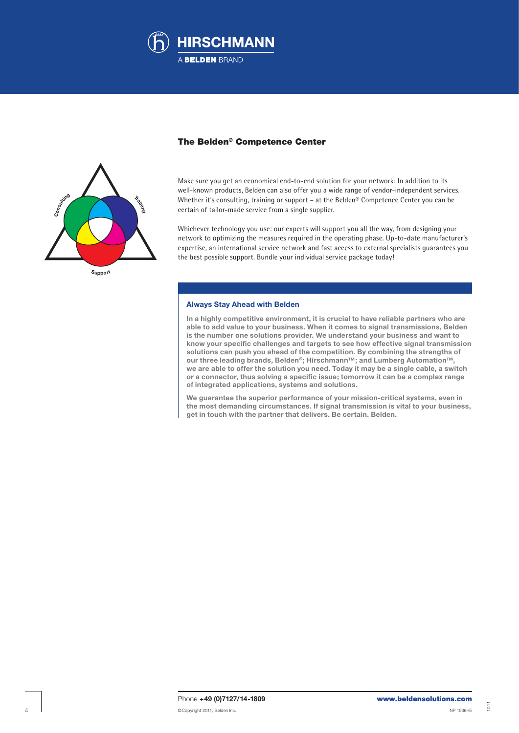HIRSCHMANN

A BELDEN BRAND

## The Belden® Competence Center

Consulting

Training

Support

Make sure you get an economical end-to-end solution for your network: In addition to its well-known products, Belden can also offer you a wide range of vendor-independent services. Whether it's consulting, training or support – at the Belden® Competence Center you can be certain of tailor-made service from a single supplier.

Whichever technology you use: our experts will support you all the way, from designing your network to optimizing the measures required in the operating phase. Up-to-date manufacturer's expertise, an international service network and fast access to external specialists guarantees you the best possible support. Bundle your individual service package today!

### Always Stay Ahead with Belden

**In a highly competitive environment, it is crucial to have reliable partners who are able to add value to your business. When it comes to signal transmissions, Belden is the number one solutions provider. We understand your business and want to know your specific challenges and targets to see how effective signal transmission solutions can push you ahead of the competition. By combining the strengths of our three leading brands, Belden®; Hirschmann™; and Lumberg Automation™, we are able to offer the solution you need. Today it may be a single cable, a switch or a connector, thus solving a specific issue; tomorrow it can be a complex range of integrated applications, systems and solutions.**

**We guarantee the superior performance of your mission-critical systems, even in the most demanding circumstances. If signal transmission is vital to your business, get in touch with the partner that delivers. Be certain. Belden.**

Phone **+49 (0)7127/14-1809**

**www.beldensolutions.com**

©Copyright 2011, Belden Inc.

NP 1036HE

10.11